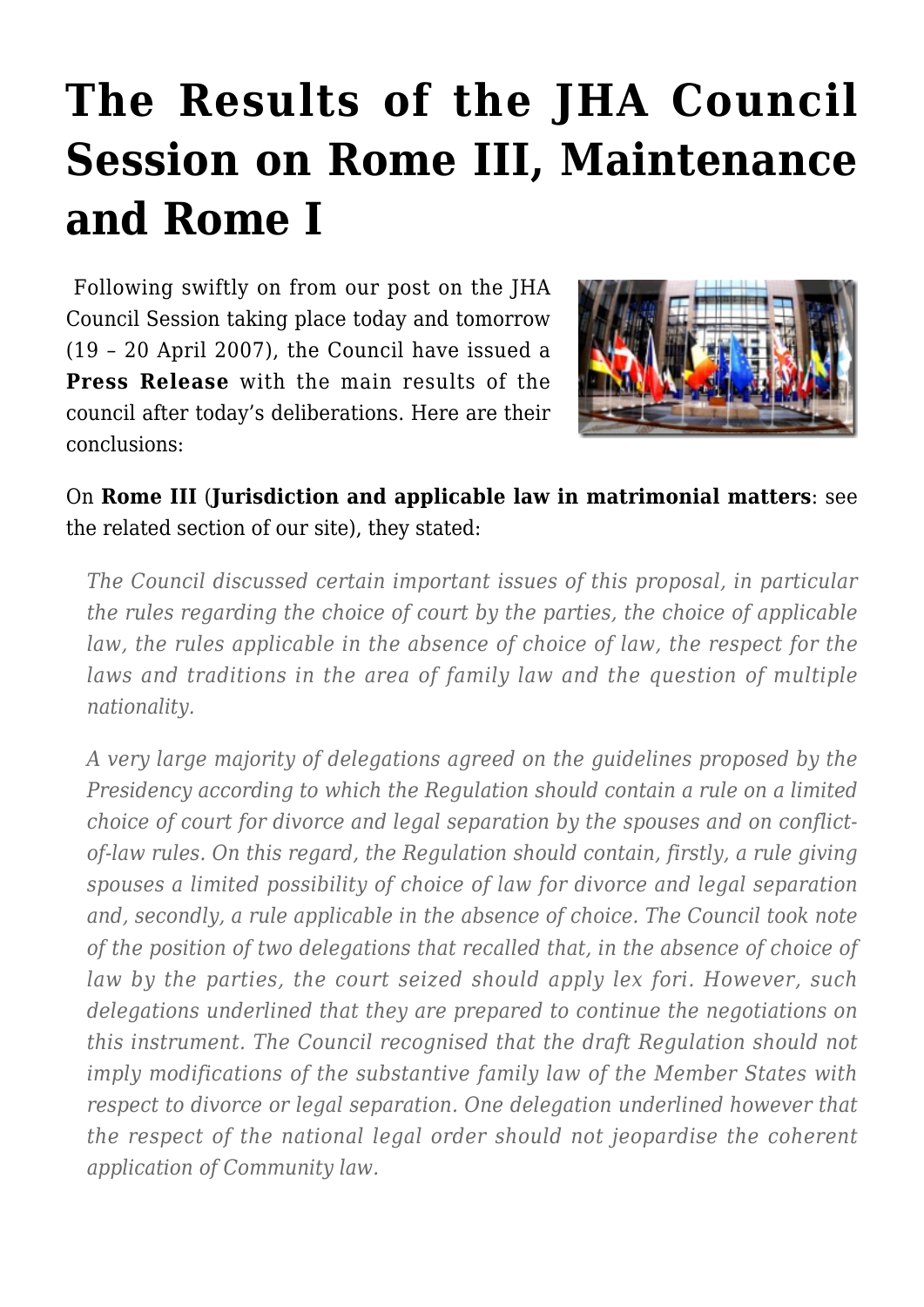# The Results of the JHA Council Session on Rome III, Maintenance and Rome I

Following swiftly on from our post on the JHA Council Session taking place today and tomorrow (19 – 20 April 2007), the Council have issued a **Press Release** with the main results of the council after today's deliberations. Here are their conclusions:

On **Rome III** (**Jurisdiction and applicable law in matrimonial matters**: see the related section of our site), they stated:

> *The Council discussed certain important issues of this proposal, in particular the rules regarding the choice of court by the parties, the choice of applicable law, the rules applicable in the absence of choice of law, the respect for the laws and traditions in the area of family law and the question of multiple nationality.*
>
> *A very large majority of delegations agreed on the guidelines proposed by the Presidency according to which the Regulation should contain a rule on a limited choice of court for divorce and legal separation by the spouses and on conflict-of-law rules. On this regard, the Regulation should contain, firstly, a rule giving spouses a limited possibility of choice of law for divorce and legal separation and, secondly, a rule applicable in the absence of choice. The Council took note of the position of two delegations that recalled that, in the absence of choice of law by the parties, the court seized should apply lex fori. However, such delegations underlined that they are prepared to continue the negotiations on this instrument. The Council recognised that the draft Regulation should not imply modifications of the substantive family law of the Member States with respect to divorce or legal separation. One delegation underlined however that the respect of the national legal order should not jeopardise the coherent application of Community law.*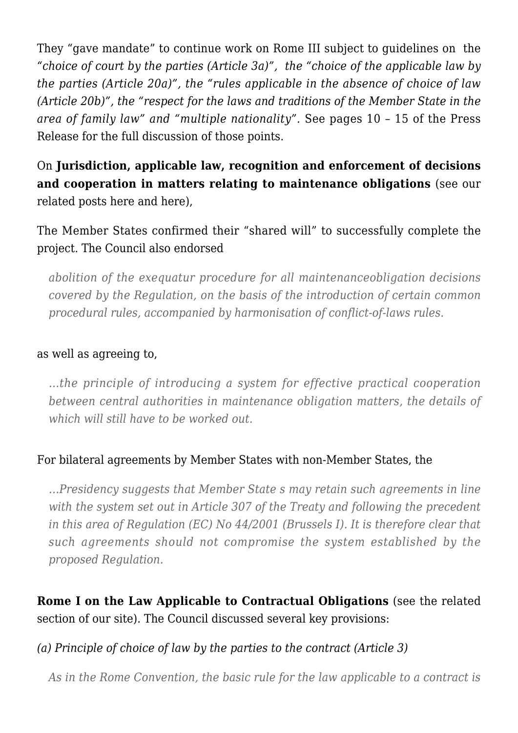They "gave mandate" to continue work on Rome III subject to guidelines on the *"choice of court by the parties (Article 3a)", the "choice of the applicable law by the parties (Article 20a)", the "rules applicable in the absence of choice of law (Article 20b)", the "respect for the laws and traditions of the Member State in the area of family law" and "multiple nationality".* See pages 10 – 15 of the Press Release for the full discussion of those points.

On **Jurisdiction, applicable law, recognition and enforcement of decisions and cooperation in matters relating to maintenance obligations** (see our related posts here and here),

The Member States confirmed their "shared will" to successfully complete the project. The Council also endorsed

> *abolition of the exequatur procedure for all maintenanceobligation decisions covered by the Regulation, on the basis of the introduction of certain common procedural rules, accompanied by harmonisation of conflict-of-laws rules.*

as well as agreeing to,

> *...the principle of introducing a system for effective practical cooperation between central authorities in maintenance obligation matters, the details of which will still have to be worked out.*

For bilateral agreements by Member States with non-Member States, the

> *...Presidency suggests that Member State s may retain such agreements in line with the system set out in Article 307 of the Treaty and following the precedent in this area of Regulation (EC) No 44/2001 (Brussels I). It is therefore clear that such agreements should not compromise the system established by the proposed Regulation.*

**Rome I on the Law Applicable to Contractual Obligations** (see the related section of our site). The Council discussed several key provisions:

*(a) Principle of choice of law by the parties to the contract (Article 3)*

> *As in the Rome Convention, the basic rule for the law applicable to a contract is*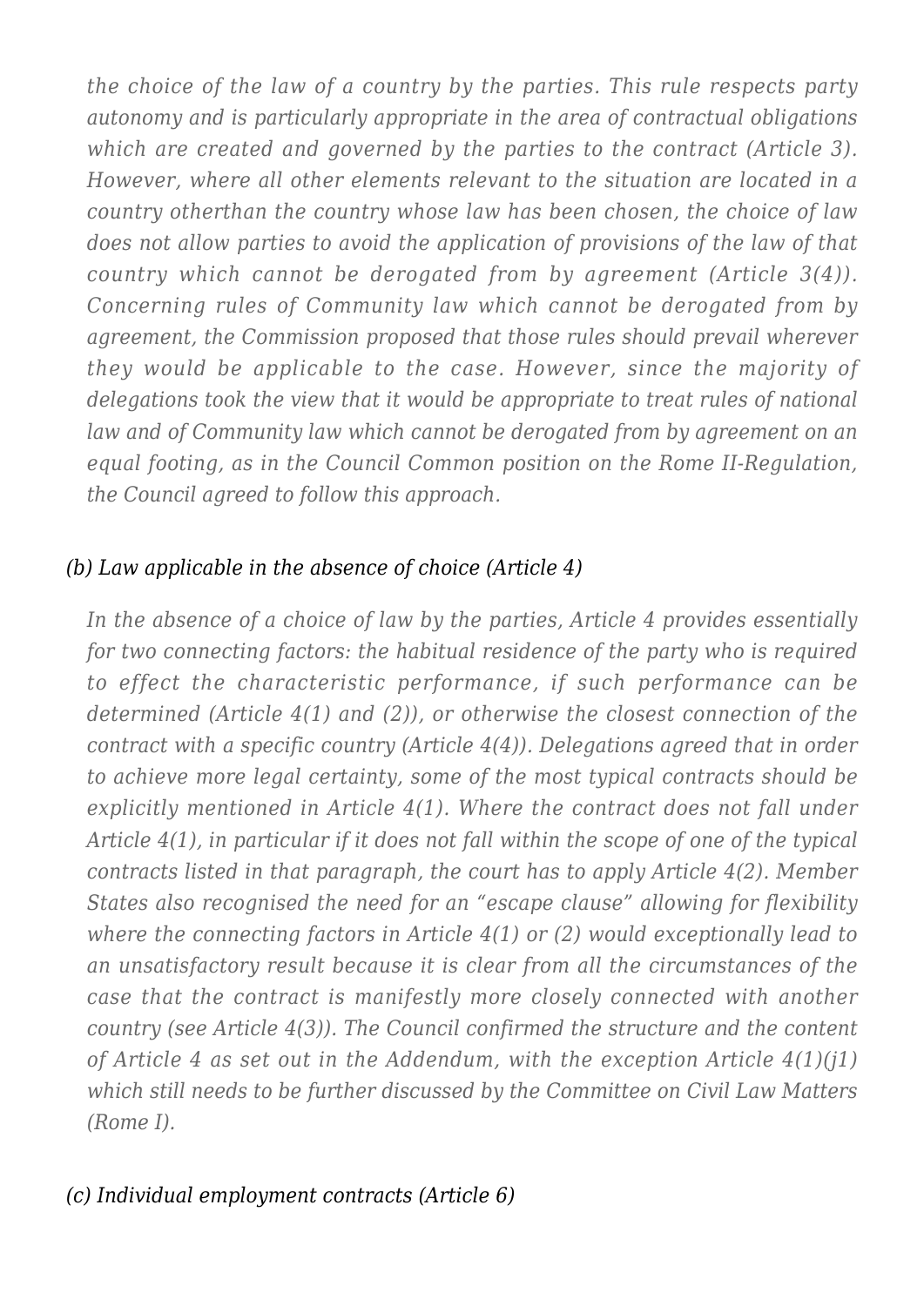*the choice of the law of a country by the parties. This rule respects party autonomy and is particularly appropriate in the area of contractual obligations which are created and governed by the parties to the contract (Article 3). However, where all other elements relevant to the situation are located in a country otherthan the country whose law has been chosen, the choice of law does not allow parties to avoid the application of provisions of the law of that country which cannot be derogated from by agreement (Article 3(4)). Concerning rules of Community law which cannot be derogated from by agreement, the Commission proposed that those rules should prevail wherever they would be applicable to the case. However, since the majority of delegations took the view that it would be appropriate to treat rules of national law and of Community law which cannot be derogated from by agreement on an equal footing, as in the Council Common position on the Rome II-Regulation, the Council agreed to follow this approach.*

*(b) Law applicable in the absence of choice (Article 4)*

*In the absence of a choice of law by the parties, Article 4 provides essentially for two connecting factors: the habitual residence of the party who is required to effect the characteristic performance, if such performance can be determined (Article 4(1) and (2)), or otherwise the closest connection of the contract with a specific country (Article 4(4)). Delegations agreed that in order to achieve more legal certainty, some of the most typical contracts should be explicitly mentioned in Article 4(1). Where the contract does not fall under Article 4(1), in particular if it does not fall within the scope of one of the typical contracts listed in that paragraph, the court has to apply Article 4(2). Member States also recognised the need for an "escape clause" allowing for flexibility where the connecting factors in Article 4(1) or (2) would exceptionally lead to an unsatisfactory result because it is clear from all the circumstances of the case that the contract is manifestly more closely connected with another country (see Article 4(3)). The Council confirmed the structure and the content of Article 4 as set out in the Addendum, with the exception Article 4(1)(j1) which still needs to be further discussed by the Committee on Civil Law Matters (Rome I).*

*(c) Individual employment contracts (Article 6)*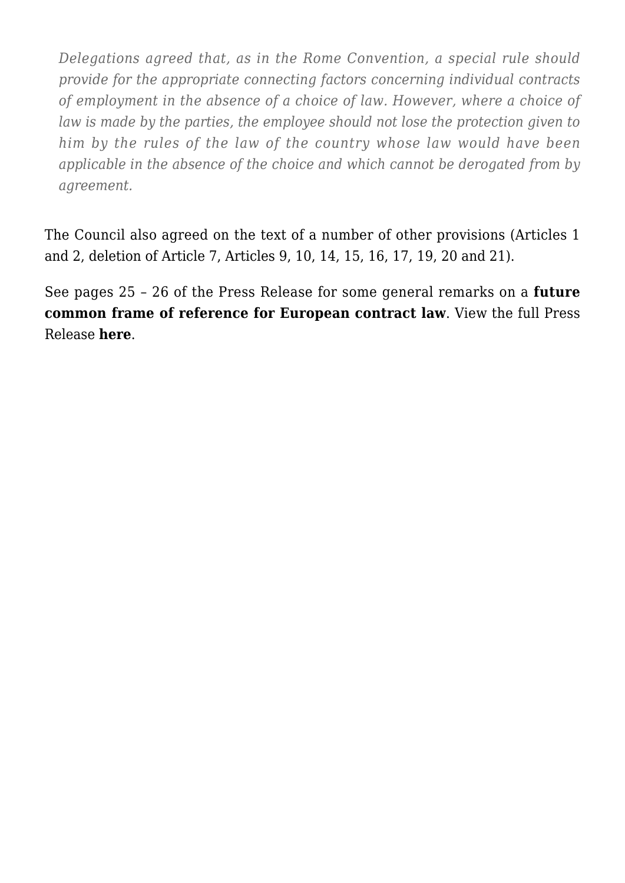> *Delegations agreed that, as in the Rome Convention, a special rule should provide for the appropriate connecting factors concerning individual contracts of employment in the absence of a choice of law. However, where a choice of law is made by the parties, the employee should not lose the protection given to him by the rules of the law of the country whose law would have been applicable in the absence of the choice and which cannot be derogated from by agreement.*

The Council also agreed on the text of a number of other provisions (Articles 1 and 2, deletion of Article 7, Articles 9, 10, 14, 15, 16, 17, 19, 20 and 21).

See pages 25 – 26 of the Press Release for some general remarks on a **future common frame of reference for European contract law**. View the full Press Release **here**.